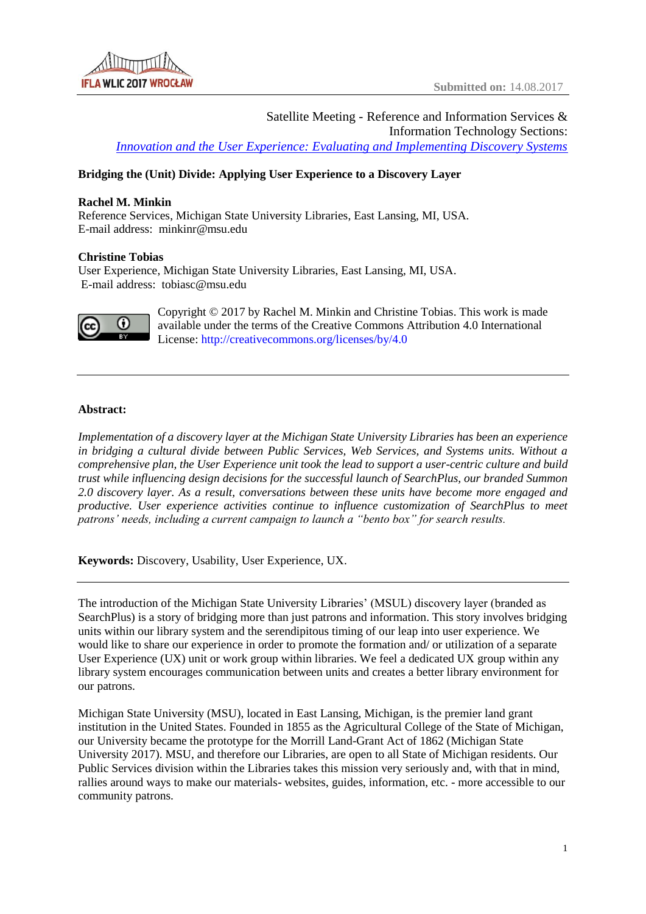Submitted on: 14.08.2017

Satellite Meeting - Reference and Information Services & Information Technology Sections:
*Innovation and the User Experience: Evaluating and Implementing Discovery Systems*

# Bridging the (Unit) Divide: Applying User Experience to a Discovery Layer

**Rachel M. Minkin**
Reference Services, Michigan State University Libraries, East Lansing, MI, USA.
E-mail address: minkinr@msu.edu

**Christine Tobias**
User Experience, Michigan State University Libraries, East Lansing, MI, USA.
E-mail address: tobiasc@msu.edu

Copyright © 2017 by Rachel M. Minkin and Christine Tobias. This work is made available under the terms of the Creative Commons Attribution 4.0 International License: http://creativecommons.org/licenses/by/4.0

---

**Abstract:**

*Implementation of a discovery layer at the Michigan State University Libraries has been an experience in bridging a cultural divide between Public Services, Web Services, and Systems units. Without a comprehensive plan, the User Experience unit took the lead to support a user-centric culture and build trust while influencing design decisions for the successful launch of SearchPlus, our branded Summon 2.0 discovery layer. As a result, conversations between these units have become more engaged and productive. User experience activities continue to influence customization of SearchPlus to meet patrons' needs, including a current campaign to launch a "bento box" for search results.*

**Keywords:** Discovery, Usability, User Experience, UX.

---

The introduction of the Michigan State University Libraries' (MSUL) discovery layer (branded as SearchPlus) is a story of bridging more than just patrons and information. This story involves bridging units within our library system and the serendipitous timing of our leap into user experience. We would like to share our experience in order to promote the formation and/ or utilization of a separate User Experience (UX) unit or work group within libraries. We feel a dedicated UX group within any library system encourages communication between units and creates a better library environment for our patrons.

Michigan State University (MSU), located in East Lansing, Michigan, is the premier land grant institution in the United States. Founded in 1855 as the Agricultural College of the State of Michigan, our University became the prototype for the Morrill Land-Grant Act of 1862 (Michigan State University 2017). MSU, and therefore our Libraries, are open to all State of Michigan residents. Our Public Services division within the Libraries takes this mission very seriously and, with that in mind, rallies around ways to make our materials- websites, guides, information, etc. - more accessible to our community patrons.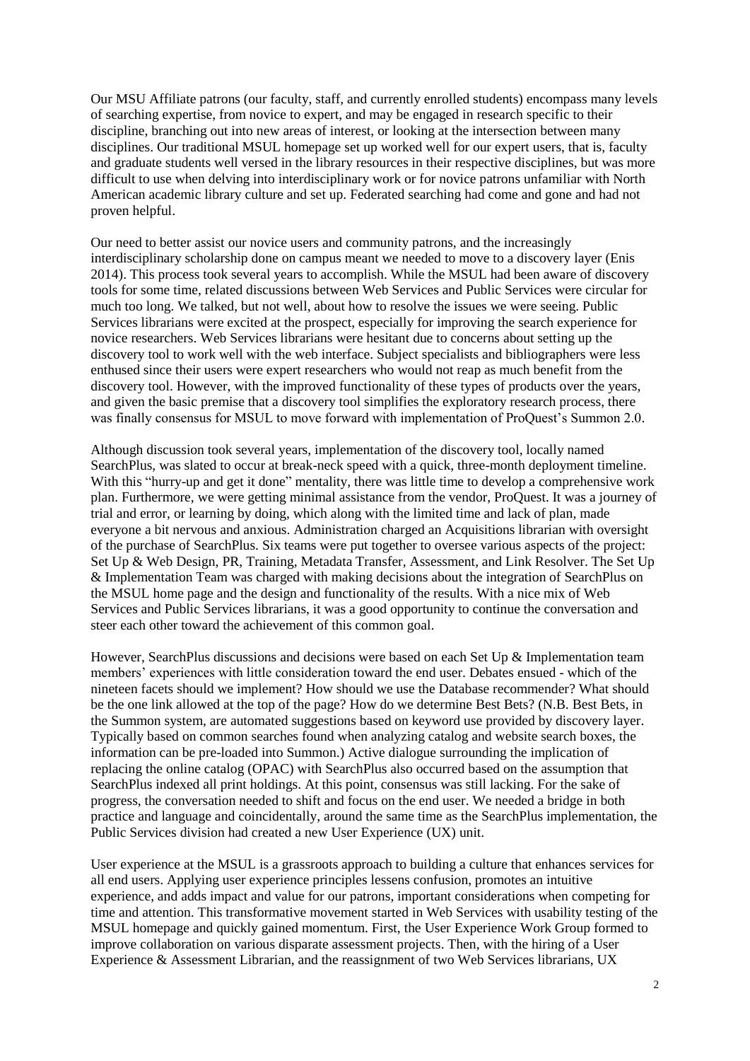Our MSU Affiliate patrons (our faculty, staff, and currently enrolled students) encompass many levels of searching expertise, from novice to expert, and may be engaged in research specific to their discipline, branching out into new areas of interest, or looking at the intersection between many disciplines. Our traditional MSUL homepage set up worked well for our expert users, that is, faculty and graduate students well versed in the library resources in their respective disciplines, but was more difficult to use when delving into interdisciplinary work or for novice patrons unfamiliar with North American academic library culture and set up. Federated searching had come and gone and had not proven helpful.

Our need to better assist our novice users and community patrons, and the increasingly interdisciplinary scholarship done on campus meant we needed to move to a discovery layer (Enis 2014). This process took several years to accomplish. While the MSUL had been aware of discovery tools for some time, related discussions between Web Services and Public Services were circular for much too long. We talked, but not well, about how to resolve the issues we were seeing. Public Services librarians were excited at the prospect, especially for improving the search experience for novice researchers. Web Services librarians were hesitant due to concerns about setting up the discovery tool to work well with the web interface. Subject specialists and bibliographers were less enthused since their users were expert researchers who would not reap as much benefit from the discovery tool. However, with the improved functionality of these types of products over the years, and given the basic premise that a discovery tool simplifies the exploratory research process, there was finally consensus for MSUL to move forward with implementation of ProQuest's Summon 2.0.

Although discussion took several years, implementation of the discovery tool, locally named SearchPlus, was slated to occur at break-neck speed with a quick, three-month deployment timeline. With this "hurry-up and get it done" mentality, there was little time to develop a comprehensive work plan. Furthermore, we were getting minimal assistance from the vendor, ProQuest. It was a journey of trial and error, or learning by doing, which along with the limited time and lack of plan, made everyone a bit nervous and anxious. Administration charged an Acquisitions librarian with oversight of the purchase of SearchPlus. Six teams were put together to oversee various aspects of the project: Set Up & Web Design, PR, Training, Metadata Transfer, Assessment, and Link Resolver. The Set Up & Implementation Team was charged with making decisions about the integration of SearchPlus on the MSUL home page and the design and functionality of the results. With a nice mix of Web Services and Public Services librarians, it was a good opportunity to continue the conversation and steer each other toward the achievement of this common goal.

However, SearchPlus discussions and decisions were based on each Set Up & Implementation team members' experiences with little consideration toward the end user. Debates ensued - which of the nineteen facets should we implement? How should we use the Database recommender? What should be the one link allowed at the top of the page? How do we determine Best Bets? (N.B. Best Bets, in the Summon system, are automated suggestions based on keyword use provided by discovery layer. Typically based on common searches found when analyzing catalog and website search boxes, the information can be pre-loaded into Summon.) Active dialogue surrounding the implication of replacing the online catalog (OPAC) with SearchPlus also occurred based on the assumption that SearchPlus indexed all print holdings. At this point, consensus was still lacking. For the sake of progress, the conversation needed to shift and focus on the end user. We needed a bridge in both practice and language and coincidentally, around the same time as the SearchPlus implementation, the Public Services division had created a new User Experience (UX) unit.

User experience at the MSUL is a grassroots approach to building a culture that enhances services for all end users. Applying user experience principles lessens confusion, promotes an intuitive experience, and adds impact and value for our patrons, important considerations when competing for time and attention. This transformative movement started in Web Services with usability testing of the MSUL homepage and quickly gained momentum. First, the User Experience Work Group formed to improve collaboration on various disparate assessment projects. Then, with the hiring of a User Experience & Assessment Librarian, and the reassignment of two Web Services librarians, UX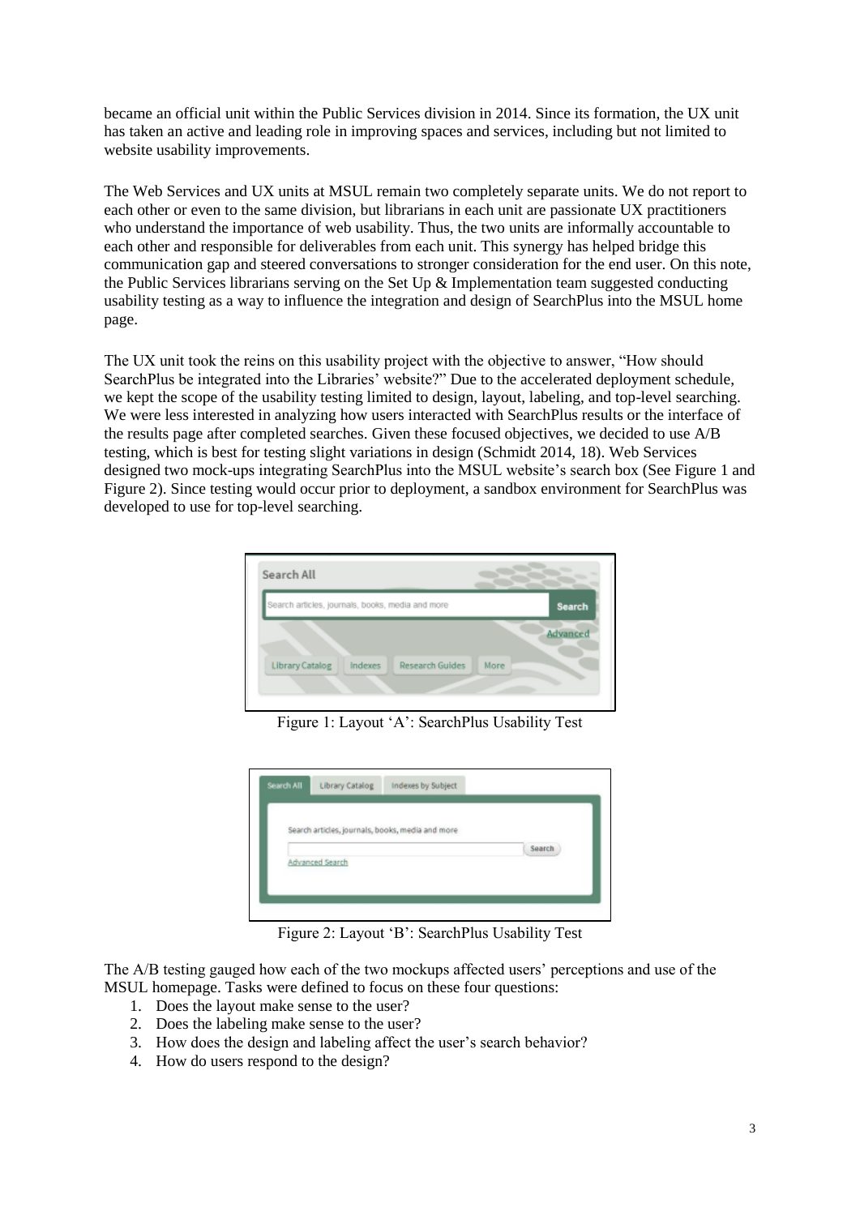became an official unit within the Public Services division in 2014. Since its formation, the UX unit has taken an active and leading role in improving spaces and services, including but not limited to website usability improvements.

The Web Services and UX units at MSUL remain two completely separate units. We do not report to each other or even to the same division, but librarians in each unit are passionate UX practitioners who understand the importance of web usability. Thus, the two units are informally accountable to each other and responsible for deliverables from each unit. This synergy has helped bridge this communication gap and steered conversations to stronger consideration for the end user. On this note, the Public Services librarians serving on the Set Up & Implementation team suggested conducting usability testing as a way to influence the integration and design of SearchPlus into the MSUL home page.

The UX unit took the reins on this usability project with the objective to answer, "How should SearchPlus be integrated into the Libraries' website?" Due to the accelerated deployment schedule, we kept the scope of the usability testing limited to design, layout, labeling, and top-level searching. We were less interested in analyzing how users interacted with SearchPlus results or the interface of the results page after completed searches. Given these focused objectives, we decided to use A/B testing, which is best for testing slight variations in design (Schmidt 2014, 18). Web Services designed two mock-ups integrating SearchPlus into the MSUL website's search box (See Figure 1 and Figure 2). Since testing would occur prior to deployment, a sandbox environment for SearchPlus was developed to use for top-level searching.

Figure 1: Layout 'A': SearchPlus Usability Test

Figure 2: Layout 'B': SearchPlus Usability Test

The A/B testing gauged how each of the two mockups affected users' perceptions and use of the MSUL homepage. Tasks were defined to focus on these four questions:

1. Does the layout make sense to the user?
2. Does the labeling make sense to the user?
3. How does the design and labeling affect the user's search behavior?
4. How do users respond to the design?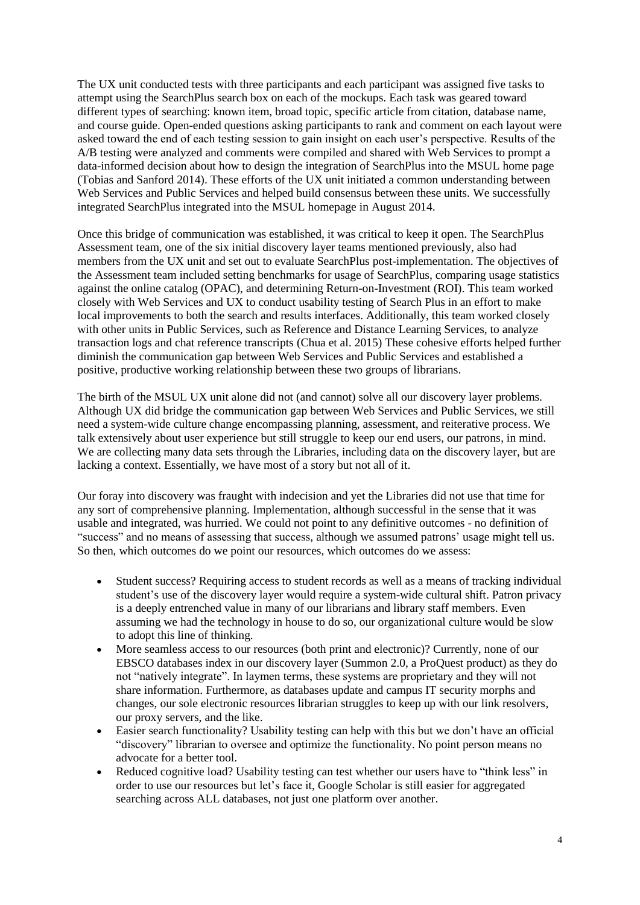The UX unit conducted tests with three participants and each participant was assigned five tasks to attempt using the SearchPlus search box on each of the mockups. Each task was geared toward different types of searching: known item, broad topic, specific article from citation, database name, and course guide. Open-ended questions asking participants to rank and comment on each layout were asked toward the end of each testing session to gain insight on each user's perspective. Results of the A/B testing were analyzed and comments were compiled and shared with Web Services to prompt a data-informed decision about how to design the integration of SearchPlus into the MSUL home page (Tobias and Sanford 2014). These efforts of the UX unit initiated a common understanding between Web Services and Public Services and helped build consensus between these units. We successfully integrated SearchPlus integrated into the MSUL homepage in August 2014.

Once this bridge of communication was established, it was critical to keep it open. The SearchPlus Assessment team, one of the six initial discovery layer teams mentioned previously, also had members from the UX unit and set out to evaluate SearchPlus post-implementation. The objectives of the Assessment team included setting benchmarks for usage of SearchPlus, comparing usage statistics against the online catalog (OPAC), and determining Return-on-Investment (ROI). This team worked closely with Web Services and UX to conduct usability testing of Search Plus in an effort to make local improvements to both the search and results interfaces. Additionally, this team worked closely with other units in Public Services, such as Reference and Distance Learning Services, to analyze transaction logs and chat reference transcripts (Chua et al. 2015) These cohesive efforts helped further diminish the communication gap between Web Services and Public Services and established a positive, productive working relationship between these two groups of librarians.

The birth of the MSUL UX unit alone did not (and cannot) solve all our discovery layer problems. Although UX did bridge the communication gap between Web Services and Public Services, we still need a system-wide culture change encompassing planning, assessment, and reiterative process. We talk extensively about user experience but still struggle to keep our end users, our patrons, in mind. We are collecting many data sets through the Libraries, including data on the discovery layer, but are lacking a context. Essentially, we have most of a story but not all of it.

Our foray into discovery was fraught with indecision and yet the Libraries did not use that time for any sort of comprehensive planning. Implementation, although successful in the sense that it was usable and integrated, was hurried. We could not point to any definitive outcomes - no definition of "success" and no means of assessing that success, although we assumed patrons' usage might tell us. So then, which outcomes do we point our resources, which outcomes do we assess:

- Student success? Requiring access to student records as well as a means of tracking individual student's use of the discovery layer would require a system-wide cultural shift. Patron privacy is a deeply entrenched value in many of our librarians and library staff members. Even assuming we had the technology in house to do so, our organizational culture would be slow to adopt this line of thinking.
- More seamless access to our resources (both print and electronic)? Currently, none of our EBSCO databases index in our discovery layer (Summon 2.0, a ProQuest product) as they do not "natively integrate". In laymen terms, these systems are proprietary and they will not share information. Furthermore, as databases update and campus IT security morphs and changes, our sole electronic resources librarian struggles to keep up with our link resolvers, our proxy servers, and the like.
- Easier search functionality? Usability testing can help with this but we don't have an official "discovery" librarian to oversee and optimize the functionality. No point person means no advocate for a better tool.
- Reduced cognitive load? Usability testing can test whether our users have to "think less" in order to use our resources but let's face it, Google Scholar is still easier for aggregated searching across ALL databases, not just one platform over another.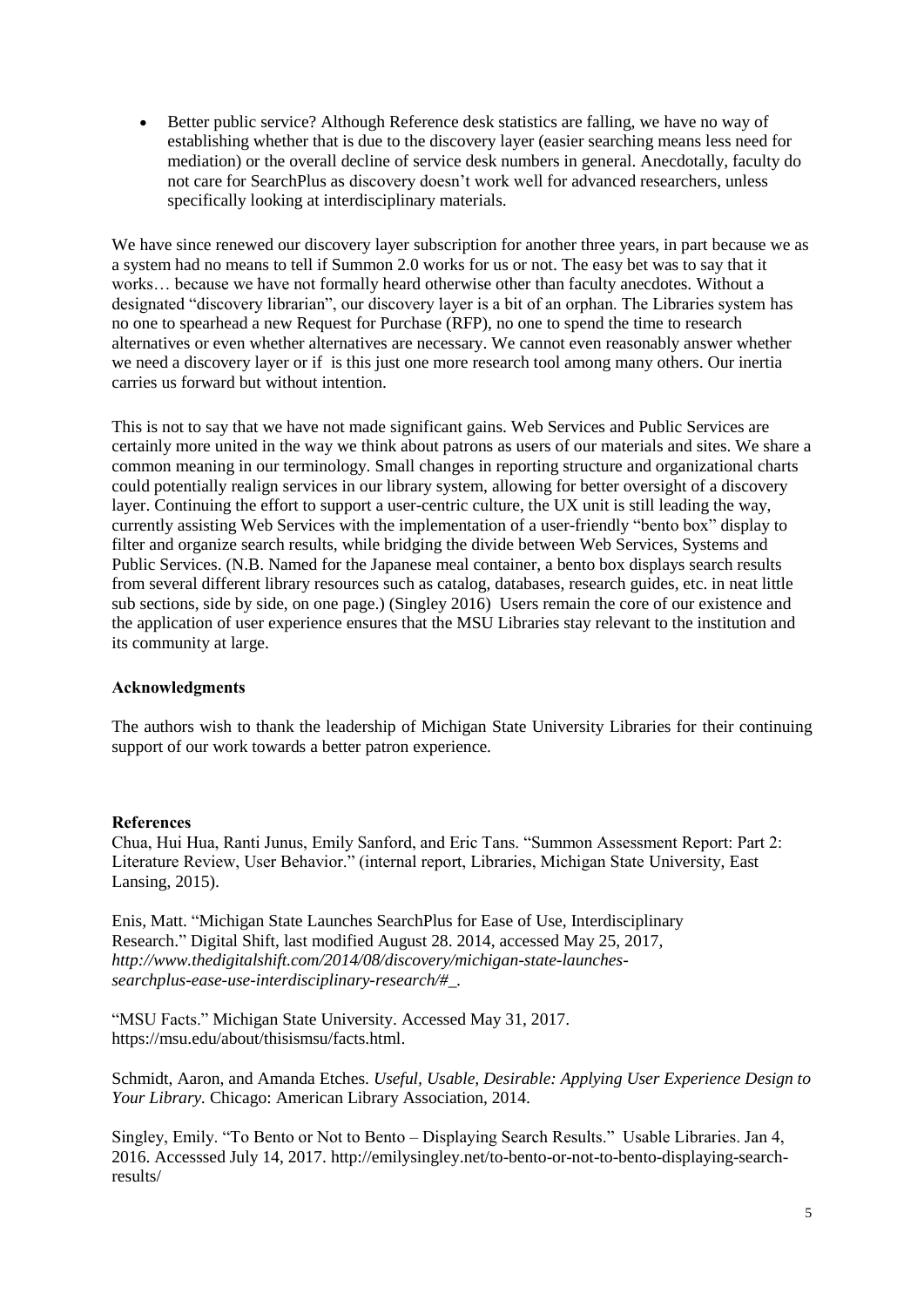- Better public service? Although Reference desk statistics are falling, we have no way of establishing whether that is due to the discovery layer (easier searching means less need for mediation) or the overall decline of service desk numbers in general. Anecdotally, faculty do not care for SearchPlus as discovery doesn't work well for advanced researchers, unless specifically looking at interdisciplinary materials.

We have since renewed our discovery layer subscription for another three years, in part because we as a system had no means to tell if Summon 2.0 works for us or not. The easy bet was to say that it works… because we have not formally heard otherwise other than faculty anecdotes. Without a designated "discovery librarian", our discovery layer is a bit of an orphan. The Libraries system has no one to spearhead a new Request for Purchase (RFP), no one to spend the time to research alternatives or even whether alternatives are necessary. We cannot even reasonably answer whether we need a discovery layer or if is this just one more research tool among many others. Our inertia carries us forward but without intention.

This is not to say that we have not made significant gains. Web Services and Public Services are certainly more united in the way we think about patrons as users of our materials and sites. We share a common meaning in our terminology. Small changes in reporting structure and organizational charts could potentially realign services in our library system, allowing for better oversight of a discovery layer. Continuing the effort to support a user-centric culture, the UX unit is still leading the way, currently assisting Web Services with the implementation of a user-friendly "bento box" display to filter and organize search results, while bridging the divide between Web Services, Systems and Public Services. (N.B. Named for the Japanese meal container, a bento box displays search results from several different library resources such as catalog, databases, research guides, etc. in neat little sub sections, side by side, on one page.) (Singley 2016) Users remain the core of our existence and the application of user experience ensures that the MSU Libraries stay relevant to the institution and its community at large.

**Acknowledgments**

The authors wish to thank the leadership of Michigan State University Libraries for their continuing support of our work towards a better patron experience.

**References**

Chua, Hui Hua, Ranti Junus, Emily Sanford, and Eric Tans. "Summon Assessment Report: Part 2: Literature Review, User Behavior." (internal report, Libraries, Michigan State University, East Lansing, 2015).

Enis, Matt. "Michigan State Launches SearchPlus for Ease of Use, Interdisciplinary Research." Digital Shift, last modified August 28. 2014, accessed May 25, 2017, *http://www.thedigitalshift.com/2014/08/discovery/michigan-state-launches-searchplus-ease-use-interdisciplinary-research/#_*.

"MSU Facts." Michigan State University. Accessed May 31, 2017. https://msu.edu/about/thisismsu/facts.html.

Schmidt, Aaron, and Amanda Etches. *Useful, Usable, Desirable: Applying User Experience Design to Your Library.* Chicago: American Library Association, 2014.

Singley, Emily. "To Bento or Not to Bento – Displaying Search Results." Usable Libraries. Jan 4, 2016. Accesssed July 14, 2017. http://emilysingley.net/to-bento-or-not-to-bento-displaying-search-results/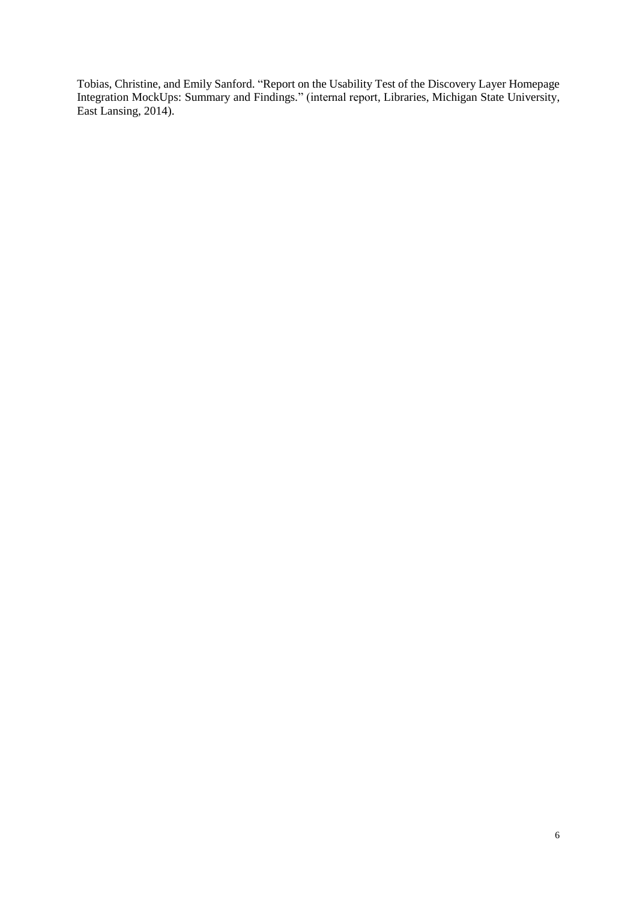Tobias, Christine, and Emily Sanford. "Report on the Usability Test of the Discovery Layer Homepage Integration MockUps: Summary and Findings." (internal report, Libraries, Michigan State University, East Lansing, 2014).